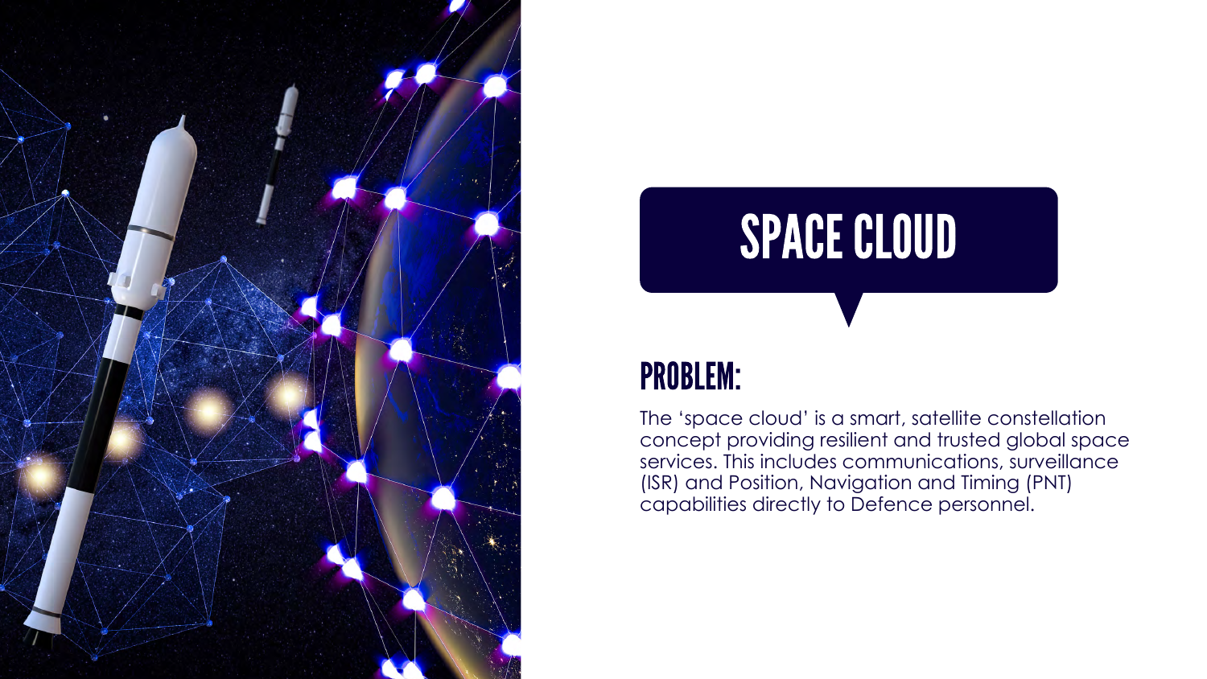# SPACE CLOUD

## PROBLEM:

The ‘space cloud’ is a smart, satellite constellation concept providing resilient and trusted global space services. This includes communications, surveillance (ISR) and Position, Navigation and Timing (PNT) capabilities directly to Defence personnel.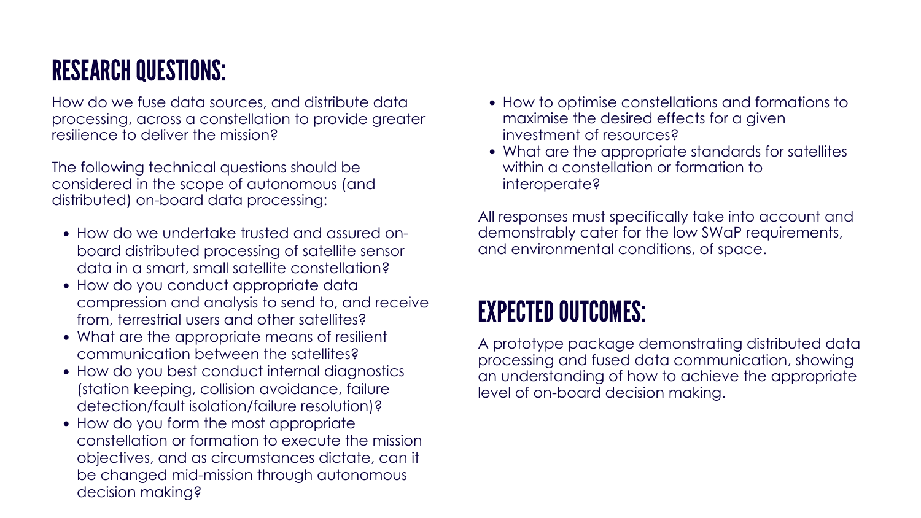## RESEARCH QUESTIONS:

How do we fuse data sources, and distribute data processing, across a constellation to provide greater resilience to deliver the mission?

The following technical questions should be considered in the scope of autonomous (and distributed) on-board data processing:

- How do we undertake trusted and assured on-board distributed processing of satellite sensor data in a smart, small satellite constellation?
- How do you conduct appropriate data compression and analysis to send to, and receive from, terrestrial users and other satellites?
- What are the appropriate means of resilient communication between the satellites?
- How do you best conduct internal diagnostics (station keeping, collision avoidance, failure detection/fault isolation/failure resolution)?
- How do you form the most appropriate constellation or formation to execute the mission objectives, and as circumstances dictate, can it be changed mid-mission through autonomous decision making?
- How to optimise constellations and formations to maximise the desired effects for a given investment of resources?
- What are the appropriate standards for satellites within a constellation or formation to interoperate?

All responses must specifically take into account and demonstrably cater for the low SWaP requirements, and environmental conditions, of space.

## EXPECTED OUTCOMES:

A prototype package demonstrating distributed data processing and fused data communication, showing an understanding of how to achieve the appropriate level of on-board decision making.